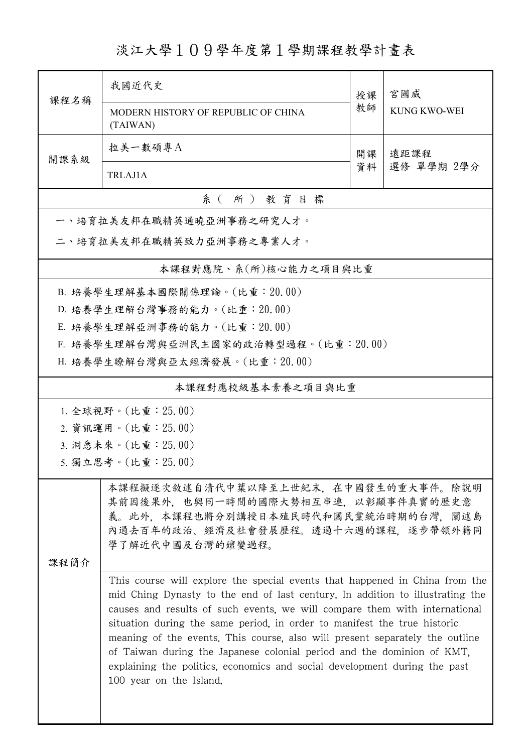# 淡江大學１０９學年度第１學期課程教學計畫表

| | | | |
|---|---|---|---|
| 課程名稱 | 我國近代史<br>MODERN HISTORY OF REPUBLIC OF CHINA (TAIWAN) | 授課教師 | 宮國威<br>KUNG KWO-WEI |
| 開課系級 | 拉美一數碩專Ａ<br>TRLAJ1A | 開課資料 | 遠距課程<br>選修 單學期 2學分 |

## 系（所）教育目標

一、培育拉美友邦在職精英通曉亞洲事務之研究人才。

二、培育拉美友邦在職精英致力亞洲事務之專業人才。

## 本課程對應院、系(所)核心能力之項目與比重

B. 培養學生理解基本國際關係理論。(比重：20.00)

D. 培養學生理解台灣事務的能力。(比重：20.00)

E. 培養學生理解亞洲事務的能力。(比重：20.00)

F. 培養學生理解台灣與亞洲民主國家的政治轉型過程。(比重：20.00)

H. 培養學生瞭解台灣與亞太經濟發展。(比重：20.00)

## 本課程對應校級基本素養之項目與比重

1. 全球視野。(比重：25.00)
2. 資訊運用。(比重：25.00)
3. 洞悉未來。(比重：25.00)
5. 獨立思考。(比重：25.00)

## 課程簡介

本課程擬逐次敘述自清代中葉以降至上世紀末，在中國發生的重大事件。除說明其前因後果外，也與同一時間的國際大勢相互串連，以彰顯事件真實的歷史意義。此外，本課程也將分別講授日本殖民時代和國民黨統治時期的台灣，闡述島內過去百年的政治、經濟及社會發展歷程。透過十六週的課程，逐步帶領外籍同學了解近代中國及台灣的嬗變過程。

This course will explore the special events that happened in China from the mid Ching Dynasty to the end of last century. In addition to illustrating the causes and results of such events, we will compare them with international situation during the same period, in order to manifest the true historic meaning of the events. This course, also will present separately the outline of Taiwan during the Japanese colonial period and the dominion of KMT, explaining the politics, economics and social development during the past 100 year on the Island.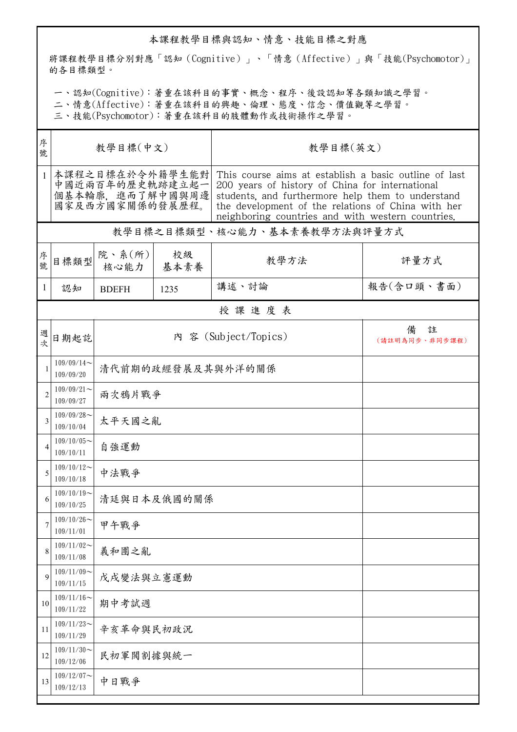## 本課程教學目標與認知、情意、技能目標之對應

將課程教學目標分別對應「認知（Cognitive）」、「情意（Affective）」與「技能(Psychomotor)」的各目標類型。

一、認知(Cognitive)：著重在該科目的事實、概念、程序、後設認知等各類知識之學習。
二、情意(Affective)：著重在該科目的興趣、倫理、態度、信念、價值觀等之學習。
三、技能(Psychomotor)：著重在該科目的肢體動作或技術操作之學習。

| 序號 | 教學目標(中文) | 教學目標(英文) |
|---|---|---|
| 1 | 本課程之目標在於令外籍學生能對中國近兩百年的歷史軌跡建立起一個基本輪廓，進而了解中國與周邊國家及西方國家關係的發展歷程。 | This course aims at establish a basic outline of last 200 years of history of China for international students, and furthermore help them to understand the development of the relations of China with her neighboring countries and with western countries. |

## 教學目標之目標類型、核心能力、基本素養教學方法與評量方式

| 序號 | 目標類型 | 院、系(所)核心能力 | 校級基本素養 | 教學方法 | 評量方式 |
|---|---|---|---|---|---|
| 1 | 認知 | BDEFH | 1235 | 講述、討論 | 報告(含口頭、書面) |

## 授 課 進 度 表

| 週次 | 日期起訖 | 內 容 (Subject/Topics) | 備 註 (請註明為同步、非同步課程) |
|---|---|---|---|
| 1 | 109/09/14～109/09/20 | 清代前期的政經發展及其與外洋的關係 | |
| 2 | 109/09/21～109/09/27 | 兩次鴉片戰爭 | |
| 3 | 109/09/28～109/10/04 | 太平天國之亂 | |
| 4 | 109/10/05～109/10/11 | 自強運動 | |
| 5 | 109/10/12～109/10/18 | 中法戰爭 | |
| 6 | 109/10/19～109/10/25 | 清廷與日本及俄國的關係 | |
| 7 | 109/10/26～109/11/01 | 甲午戰爭 | |
| 8 | 109/11/02～109/11/08 | 義和團之亂 | |
| 9 | 109/11/09～109/11/15 | 戊戌變法與立憲運動 | |
| 10 | 109/11/16～109/11/22 | 期中考試週 | |
| 11 | 109/11/23～109/11/29 | 辛亥革命與民初政況 | |
| 12 | 109/11/30～109/12/06 | 民初軍閥割據與統一 | |
| 13 | 109/12/07～109/12/13 | 中日戰爭 | |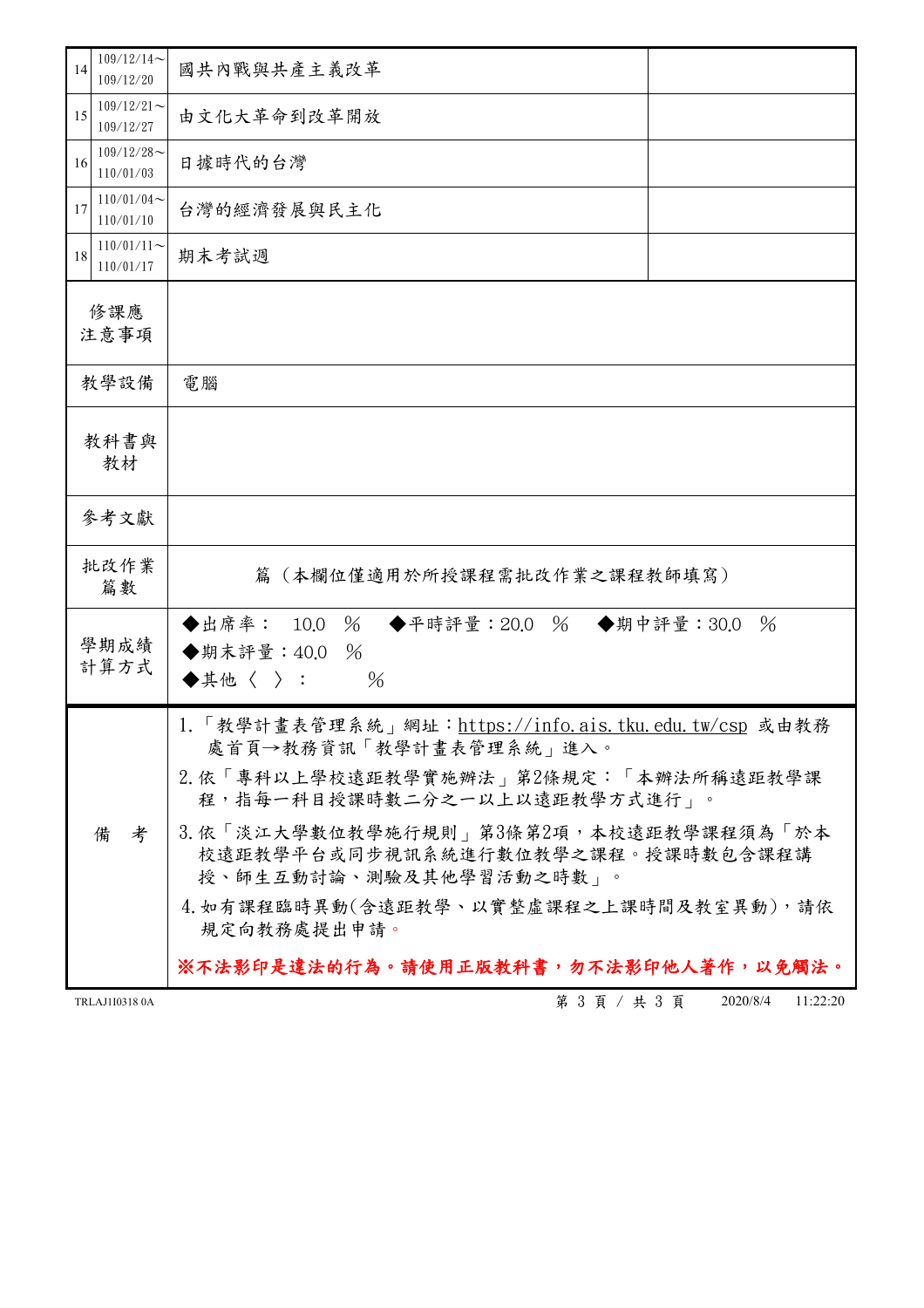| | | | |
|---|---|---|---|
| 14 | 109/12/14～109/12/20 | 國共內戰與共產主義改革 | |
| 15 | 109/12/21～109/12/27 | 由文化大革命到改革開放 | |
| 16 | 109/12/28～110/01/03 | 日據時代的台灣 | |
| 17 | 110/01/04～110/01/10 | 台灣的經濟發展與民主化 | |
| 18 | 110/01/11～110/01/17 | 期末考試週 | |

| | |
|---|---|
| 修課應注意事項 | |
| 教學設備 | 電腦 |
| 教科書與教材 | |
| 參考文獻 | |
| 批改作業篇數 | 篇（本欄位僅適用於所授課程需批改作業之課程教師填寫） |
| 學期成績計算方式 | ◆出席率： 10.0 ％ ◆平時評量：20.0 ％ ◆期中評量：30.0 ％<br>◆期末評量：40.0 ％<br>◆其他〈 〉： ％ |
| 備　考 | 1.「教學計畫表管理系統」網址：https://info.ais.tku.edu.tw/csp 或由教務處首頁→教務資訊「教學計畫表管理系統」進入。<br>2.依「專科以上學校遠距教學實施辦法」第2條規定：「本辦法所稱遠距教學課程，指每一科目授課時數二分之一以上以遠距教學方式進行」。<br>3.依「淡江大學數位教學施行規則」第3條第2項，本校遠距教學課程須為「於本校遠距教學平台或同步視訊系統進行數位教學之課程。授課時數包含課程講授、師生互動討論、測驗及其他學習活動之時數」。<br>4.如有課程臨時異動(含遠距教學、以實整虛課程之上課時間及教室異動)，請依規定向教務處提出申請。<br>**※不法影印是違法的行為。請使用正版教科書，勿不法影印他人著作，以免觸法。** |

TRLAJ1I0318 0A　　2020/8/4　11:22:20